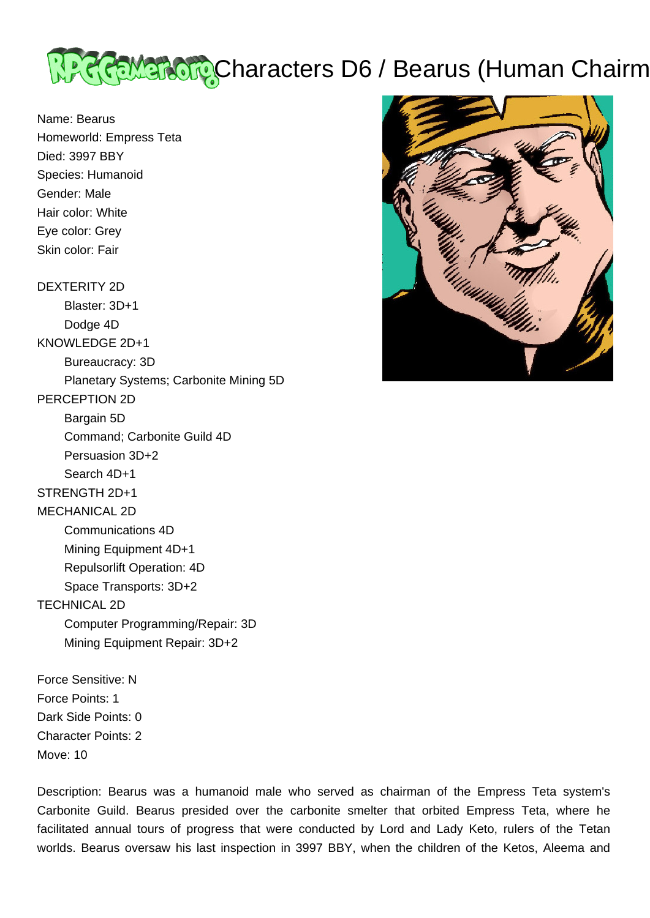# Characters D6 / Bearus (Human Chairm

Name: Bearus
Homeworld: Empress Teta
Died: 3997 BBY
Species: Humanoid
Gender: Male
Hair color: White
Eye color: Grey
Skin color: Fair

DEXTERITY 2D
- Blaster: 3D+1
- Dodge 4D

KNOWLEDGE 2D+1
- Bureaucracy: 3D
- Planetary Systems; Carbonite Mining 5D

PERCEPTION 2D
- Bargain 5D
- Command; Carbonite Guild 4D
- Persuasion 3D+2
- Search 4D+1

STRENGTH 2D+1

MECHANICAL 2D
- Communications 4D
- Mining Equipment 4D+1
- Repulsorlift Operation: 4D
- Space Transports: 3D+2

TECHNICAL 2D
- Computer Programming/Repair: 3D
- Mining Equipment Repair: 3D+2

Force Sensitive: N
Force Points: 1
Dark Side Points: 0
Character Points: 2
Move: 10

Description: Bearus was a humanoid male who served as chairman of the Empress Teta system's Carbonite Guild. Bearus presided over the carbonite smelter that orbited Empress Teta, where he facilitated annual tours of progress that were conducted by Lord and Lady Keto, rulers of the Tetan worlds. Bearus oversaw his last inspection in 3997 BBY, when the children of the Ketos, Aleema and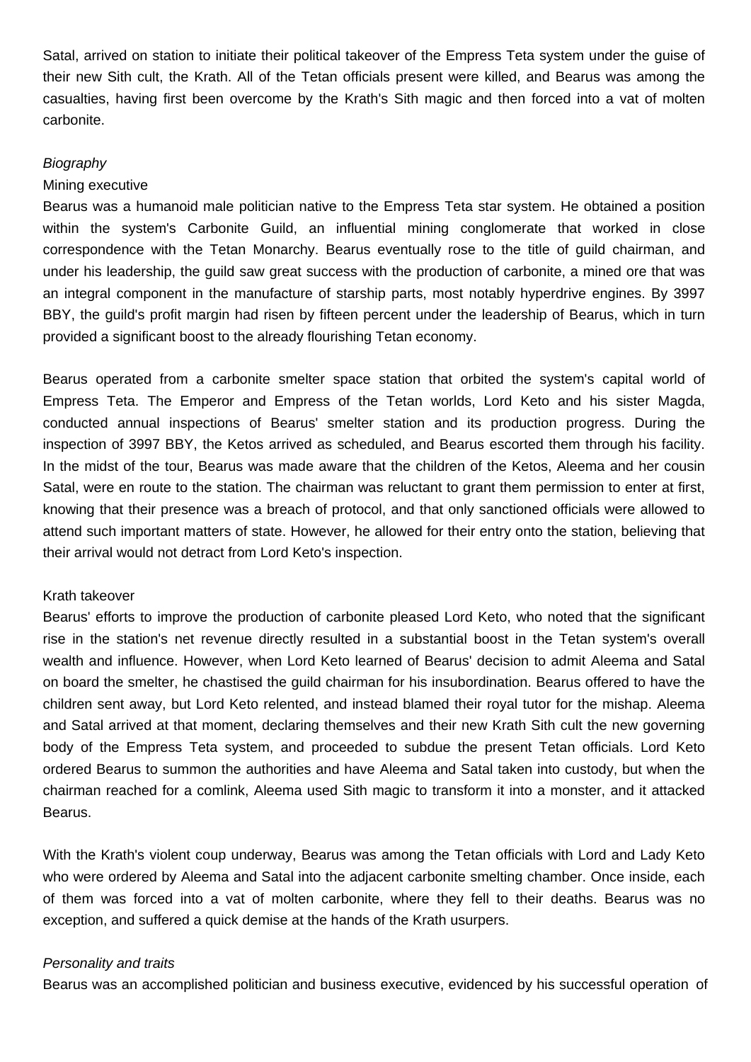Satal, arrived on station to initiate their political takeover of the Empress Teta system under the guise of their new Sith cult, the Krath. All of the Tetan officials present were killed, and Bearus was among the casualties, having first been overcome by the Krath's Sith magic and then forced into a vat of molten carbonite.

### *Biography*

#### Mining executive

Bearus was a humanoid male politician native to the Empress Teta star system. He obtained a position within the system's Carbonite Guild, an influential mining conglomerate that worked in close correspondence with the Tetan Monarchy. Bearus eventually rose to the title of guild chairman, and under his leadership, the guild saw great success with the production of carbonite, a mined ore that was an integral component in the manufacture of starship parts, most notably hyperdrive engines. By 3997 BBY, the guild's profit margin had risen by fifteen percent under the leadership of Bearus, which in turn provided a significant boost to the already flourishing Tetan economy.

Bearus operated from a carbonite smelter space station that orbited the system's capital world of Empress Teta. The Emperor and Empress of the Tetan worlds, Lord Keto and his sister Magda, conducted annual inspections of Bearus' smelter station and its production progress. During the inspection of 3997 BBY, the Ketos arrived as scheduled, and Bearus escorted them through his facility. In the midst of the tour, Bearus was made aware that the children of the Ketos, Aleema and her cousin Satal, were en route to the station. The chairman was reluctant to grant them permission to enter at first, knowing that their presence was a breach of protocol, and that only sanctioned officials were allowed to attend such important matters of state. However, he allowed for their entry onto the station, believing that their arrival would not detract from Lord Keto's inspection.

#### Krath takeover

Bearus' efforts to improve the production of carbonite pleased Lord Keto, who noted that the significant rise in the station's net revenue directly resulted in a substantial boost in the Tetan system's overall wealth and influence. However, when Lord Keto learned of Bearus' decision to admit Aleema and Satal on board the smelter, he chastised the guild chairman for his insubordination. Bearus offered to have the children sent away, but Lord Keto relented, and instead blamed their royal tutor for the mishap. Aleema and Satal arrived at that moment, declaring themselves and their new Krath Sith cult the new governing body of the Empress Teta system, and proceeded to subdue the present Tetan officials. Lord Keto ordered Bearus to summon the authorities and have Aleema and Satal taken into custody, but when the chairman reached for a comlink, Aleema used Sith magic to transform it into a monster, and it attacked Bearus.

With the Krath's violent coup underway, Bearus was among the Tetan officials with Lord and Lady Keto who were ordered by Aleema and Satal into the adjacent carbonite smelting chamber. Once inside, each of them was forced into a vat of molten carbonite, where they fell to their deaths. Bearus was no exception, and suffered a quick demise at the hands of the Krath usurpers.

### *Personality and traits*

Bearus was an accomplished politician and business executive, evidenced by his successful operation of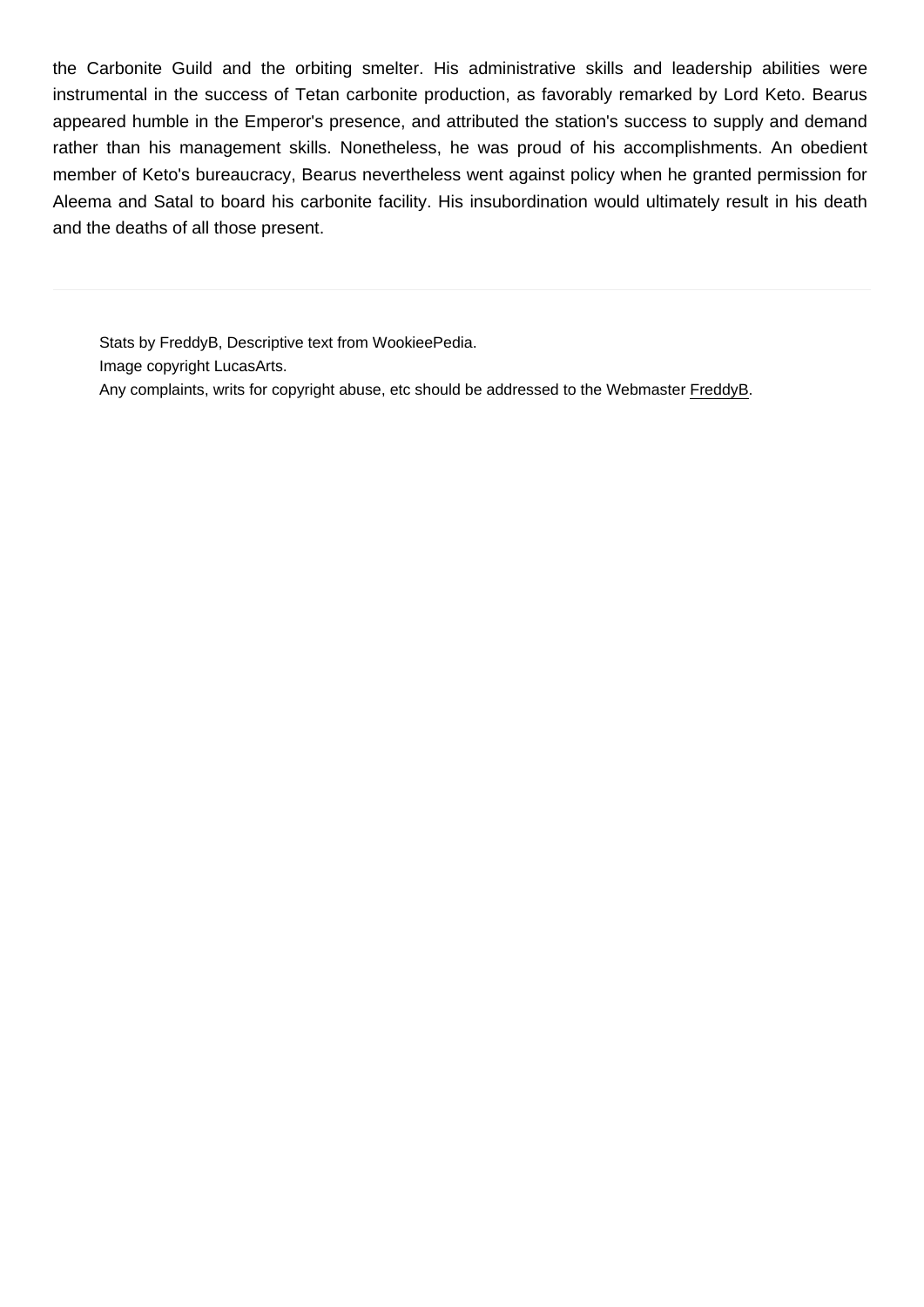the Carbonite Guild and the orbiting smelter. His administrative skills and leadership abilities were instrumental in the success of Tetan carbonite production, as favorably remarked by Lord Keto. Bearus appeared humble in the Emperor's presence, and attributed the station's success to supply and demand rather than his management skills. Nonetheless, he was proud of his accomplishments. An obedient member of Keto's bureaucracy, Bearus nevertheless went against policy when he granted permission for Aleema and Satal to board his carbonite facility. His insubordination would ultimately result in his death and the deaths of all those present.

---

Stats by FreddyB, Descriptive text from WookieePedia.
Image copyright LucasArts.
Any complaints, writs for copyright abuse, etc should be addressed to the Webmaster FreddyB.